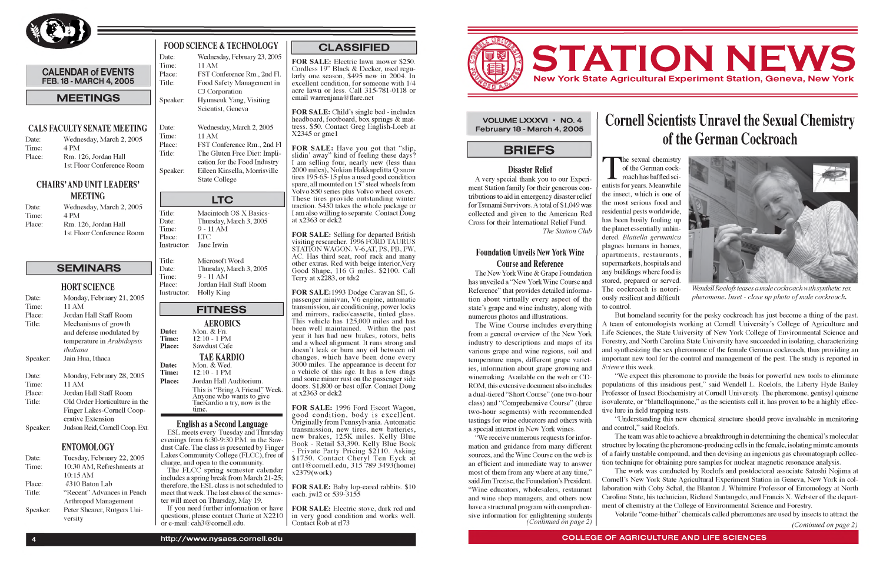# STATION NEWS

New York State Agricultural Experiment Station, Geneva, New York

VOLUME LXXXVI • NO. 4
February 18 - March 4, 2005

# Cornell Scientists Unravel the Sexual Chemistry of the German Cockroach

The sexual chemistry of the German cockroach has baffled scientists for years. Meanwhile the insect, which is one of the most serious food and residential pests worldwide, has been busily fouling up the planet essentially unhindered. *Blattella germanica* plagues humans in homes, apartments, restaurants, supermarkets, hospitals and any buildings where food is stored, prepared or served. The cockroach is notoriously resilient and difficult to control.

*Wendell Roelofs teases a male cockroach with synthetic sex pheromone. Inset - close up photo of male cockroach.*

But homeland security for the pesky cockroach has just become a thing of the past. A team of entomologists working at Cornell University's College of Agriculture and Life Sciences, The State University of New York College of Environmental Science and Forestry, and North Carolina State University have succeeded in isolating, characterizing and synthesizing the sex pheromone of the female German cockroach, thus providing an important new tool for the control and management of the pest. The study is reported in *Science* this week.

"We expect this pheromone to provide the basis for powerful new tools to eliminate populations of this insidious pest," said Wendell L. Roelofs, the Liberty Hyde Bailey Professor of Insect Biochemistry at Cornell University. The pheromone, gentisyl quinone isovalerate, or "blattellaquinone," as the scientists call it, has proven to be a highly effective lure in field trapping tests.

"Understanding this new chemical structure should prove invaluable in monitoring and control," said Roelofs.

The team was able to achieve a breakthrough in determining the chemical's molecular structure by locating the pheromone-producing cells in the female, isolating minute amounts of a fairly unstable compound, and then devising an ingenious gas chromatograph collection technique for obtaining pure samples for nuclear magnetic resonance analysis.

The work was conducted by Roelofs and postdoctoral associate Satoshi Nojima at Cornell's New York State Agricultural Experiment Station in Geneva, New York in collaboration with Coby Schal, the Blanton J. Whitmire Professor of Entomology at North Carolina State, his technician, Richard Santangelo, and Francis X. Webster of the department of chemistry at the College of Environmental Science and Forestry.

Volatile "come-hither" chemicals called pheromones are used by insects to attract the

*(Continued on page 2)*

## BRIEFS

### Disaster Relief

A very special thank you to our Experiment Station family for their generous contributions to aid in emergency disaster relief for Tsunami Survivors. A total of $1,049 was collected and given to the American Red Cross for their International Relief Fund.

*The Station Club*

### Foundation Unveils New York Wine Course and Reference

The New York Wine & Grape Foundation has unveiled a "New York Wine Course and Reference" that provides detailed information about virtually every aspect of the state's grape and wine industry, along with numerous photos and illustrations.

The Wine Course includes everything from a general overview of the New York industry to descriptions and maps of its various grape and wine regions, soil and temperature maps, different grape varieties, information about grape growing and winemaking. Available on the web or CD-ROM, this extensive document also includes a dual-tiered "Short Course" (one two-hour class) and "Comprehensive Course" (three two-hour segments) with recommended tastings for wine educators and others with a special interest in New York wines.

"We receive numerous requests for information and guidance from many different sources, and the Wine Course on the web is an efficient and immediate way to answer most of them from any where at any time," said Jim Trezise, the Foundation's President. "Wine educators, wholesalers, restaurant and wine shop managers, and others now have a structured program with comprehensive information for enlightening students

*(Continued on page 2)*

COLLEGE OF AGRICULTURE AND LIFE SCIENCES

## CALENDAR of EVENTS
FEB. 18 - MARCH 4, 2005

## MEETINGS

### CALS FACULTY SENATE MEETING

Date: Wednesday, March 2, 2005
Time: 4 PM
Place: Rm. 126, Jordan Hall, 1st Floor Conference Room

### CHAIRS' AND UNIT LEADERS' MEETING

Date: Wednesday, March 2, 2005
Time: 4 PM
Place: Rm. 126, Jordan Hall, 1st Floor Conference Room

## SEMINARS

### HORT SCIENCE

Date: Monday, February 21, 2005
Time: 11 AM
Place: Jordan Hall Staff Room
Title: Mechanisms of growth and defense modulated by temperature in *Arabidopsis thaliana*
Speaker: Jain Hua, Ithaca

Date: Monday, February 28, 2005
Time: 11 AM
Place: Jordan Hall Staff Room
Title: Old Order Horticulture in the Finger Lakes-Cornell Cooperative Extension
Speaker: Judson Reid, Cornell Coop. Ext.

### ENTOMOLOGY

Date: Tuesday, February 22, 2005
Time: 10:30 AM, Refreshments at 10:15 AM
Place: #310 Barton Lab
Title: "Recent" Advances in Peach Arthropod Management
Speaker: Peter Shearer, Rutgers University

### FOOD SCIENCE & TECHNOLOGY

Date: Wednesday, February 23, 2005
Time: 11 AM
Place: FST Conference Rm., 2nd Fl.
Title: Food Safety Management in CJ Corporation
Speaker: Hyunseuk Yang, Visiting Scientist, Geneva

Date: Wednesday, March 2, 2005
Time: 11 AM
Place: FST Conference Rm., 2nd Fl
Title: The Gluten Free Diet: Implication for the Food Industry
Speaker: Eileen Kinsella, Morrisville State College

## LTC

Title: Macintosh OS X Basics
Date: Thursday, March 3, 2005
Time: 9 - 11 AM
Place: LTC
Instructor: Jane Irwin

Title: Microsoft Word
Date: Thursday, March 3, 2005
Time: 9 - 11 AM
Place: Jordan Hall Staff Room
Instructor: Holly King

## FITNESS

### AEROBICS

**Date:** Mon. & Fri.
**Time:** 12:10 - 1 PM
**Place:** Sawdust Cafe

### TAE KARDIO

**Date:** Mon. & Wed.
**Time:** 12:10 - 1 PM
**Place:** Jordan Hall Auditorium.

This is "Bring A Friend" Week. Anyone who wants to give TaeKardio a try, now is the time.

### English as a Second Language

ESL meets every Tuesday and Thursday evenings from 6:30-9:30 P.M. in the Sawdust Cafe. The class is presented by Finger Lakes Community College (FLCC), free of charge, and open to the community.

The FLCC spring semester calendar includes a spring break from March 21-25; therefore, the ESL class is not scheduled to meet that week. The last class of the semester will meet on Thursday, May 19.

If you need further information or have questions, please contact Charie at X2210 or e-mail: cah3@cornell.edu.

## CLASSIFIED

**FOR SALE:** Electric lawn mower $250. Cordless 19" Black & Decker, used regularly one season, $495 new in 2004. In excellent condition, for someone with 1/4 acre lawn or less. Call 315-781-0118 or email warrenjana@flare.net

**FOR SALE:** Child's single bed - includes headboard, footboard, box springs & mattress. $50. Contact Greg English-Loeb at X2345 or gme1

**FOR SALE:** Have you got that "slip, slidin' away" kind of feeling these days? I am selling four, nearly new (less than 2000 miles), Nokian Hakkapelitta Q snow tires 195-65-15 plus a used good condition spare, all mounted on 15" steel wheels from Volvo 850 series plus Volvo wheel covers. These tires provide outstanding winter traction. $450 takes the whole package or I am also willing to separate. Contact Doug at x2363 or dck2

**FOR SALE:** Selling for departed British visiting researcher. 1996 FORD TAURUS STATION WAGON. V-6,AT, PS, PB, PW, AC. Has third seat, roof rack and many other extras. Red with beige interior,Very Good Shape, 116 G miles. $2100. Call Terry at x2283, or tds2

**FOR SALE:**1993 Dodge Caravan SE, 6-passenger minivan, V6 engine, automatic transmission, air conditioning, power locks and mirrors, radio/cassette, tinted glass. This vehicle has 125,000 miles and has been well maintained. Within the past year it has had new brakes, rotors, belts and a wheel alignment. It runs strong and doesn't leak or burn any oil between oil changes, which have been done every 3000 miles. The appearance is decent for a vehicle of this age. It has a few dings and some minor rust on the passenger side doors. $1,800 or best offer. Contact Doug at x2363 or dck2

**FOR SALE:** 1996 Ford Escort Wagon, good condition, body is excellent. Originally from Pennsylvania. Automatic transmission, new tires, new batteries, new brakes, 125K miles. Kelly Blue Book - Retail $3,390. Kelly Blue Book - Private Party Pricing $2110. Asking $1750. Contact Cheryl Ten Eyck at cnt1@cornell.edu, 315 789 3493(home) x2379(work)

**FOR SALE:** Baby lop-eared rabbits. $10 each. jwl2 or 539-3155

**FOR SALE:** Electric stove, dark red and in very good condition and works well. Contact Rob at rl73

http://www.nysaes.cornell.edu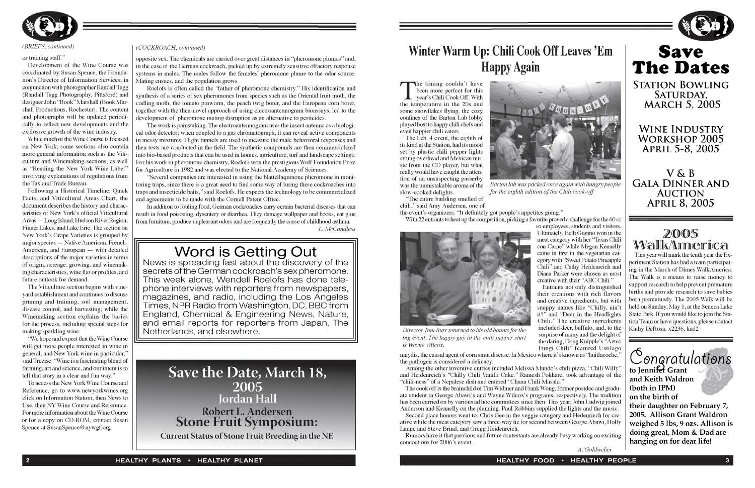*(BRIEFS, continued)*

or training staff."

Development of the Wine Course was coordinated by Susan Spence, the Foundation's Director of Information Services, in conjunction with photographer Randall Tagg (Randall Tagg Photography, Pittsford) and designer John "Book" Marshall (Book Marshall Productions, Rochester). The content and photographs will be updated periodically to reflect new developments and the explosive growth of the wine industry.

While much of the Wine Course is focused on New York, some sections also contain more general information such as the Viticulture and Winemaking sections, as well as "Reading the New York Wine Label" involving explanations of regulations from the Tax and Trade Bureau.

Following a Historical Timeline, Quick Facts, and Viticultural Areas Chart, the document describes the history and characteristics of New York's official Viticultural Areas — Long Island, Hudson River Region, Finger Lakes, and Lake Erie. The section on New York's Grape Varieties is grouped by major species — Native American, French-American, and European — with detailed descriptions of the major varieties in terms of origin, acreage, growing, and winemaking characteristics, wine flavor profiles, and future outlook for demand.

The Viticulture section begins with vineyard establishment and continues to discuss pruning and training, soil management, disease control, and harvesting; while the Winemaking section explains the basics for the process, including special steps for making sparkling wine.

"We hope and expect that the Wine Course will get more people interested in wine in general, and New York wine in particular," said Trezise. "Wine is a fascinating blend of farming, art and science, and our intent is to tell that story in a clear and fun way."

To access the New York Wine Course and Reference, go to www.newyorkwines.org click on Information Station, then News to Use, then NY Wine Course and Reference. For more information about the Wine Course or for a copy on CD-ROM, contact Susan Spence at SusanSpence@nywgf.org.

*(COCKROACH, continued)*

opposite sex. The chemicals are carried over great distances in "pheromone plumes" and, in the case of the German cockroach, picked up by extremely sensitive olfactory response systems in males. The males follow the females' pheromone plume to the odor source. Mating ensues, and the population grows.

Roelofs is often called the "father of pheromone chemistry." His identification and synthesis of a series of sex pheromones from species such as the Oriental fruit moth, the codling moth, the tomato pinworm, the peach twig borer, and the European corn borer, together with the then-novel approach of using electroantennogram bioassays, led to the development of pheromone mating disruption as an alternative to pesticides.

The work is painstaking. The electroantennogram uses the insect antenna as a biological odor detector; when coupled to a gas chromatograph, it can reveal active components in messy mixtures. Flight tunnels are used to measure the male behavioral responses and then tests are conducted in the field. The synthetic compounds are then commercialized into bio-based products that can be used in homes, agriculture, turf and landscape settings. For his work in pheromone chemistry, Roelofs won the prestigious Wolf Foundation Prize for Agriculture in 1982 and was elected to the National Academy of Sciences.

"Several companies are interested in using the blattellaquinone pheromone in monitoring traps, since there is a great need to find some way of luring these cockroaches into traps and insecticide baits," said Roelofs. He expects the technology to be commercialized and agreements to be made with the Cornell Patent Office.

In addition to fouling food, German cockroaches carry certain bacterial diseases that can result in food poisoning, dysentery or diarrhea. They damage wallpaper and books, eat glue from furniture, produce unpleasant odors and are frequently the cause of childhood asthma.

*L. McCandless*

## Word is Getting Out

News is spreading fast about the discovery of the secrets of the German cockroach's sex pheromone. This week alone, Wendell Roelofs has done telephone interviews with reporters from newspapers, magazines, and radio, including the Los Angeles Times, NPR Radio from Washington, DC, BBC from England, Chemical & Engineering News, Nature, and email reports for reporters from Japan, The Netherlands, and elsewhere.

## Save the Date, March 18, 2005

**Jordan Hall**

**Robert L. Andersen**

**Stone Fruit Symposium:**

**Current Status of Stone Fruit Breeding in the NE**

# Winter Warm Up: Chili Cook Off Leaves 'Em Happy Again

The timing couldn't have been more perfect for this year's Chili Cook Off. With the temperature in the 20s and some snowflakes flying, the cozy confines of the Barton Lab lobby played host to happy chili chefs and even happier chili eaters.

The Feb. 4 event, the eighth of its kind at the Station, had its mood set by plastic chili pepper lights strung overhead and Mexican music from the CD player, but what really would have caught the attention of an unsuspecting passerby was the unmistakable aroma of the slow-cooked delights.

*Barton lab was packed once again with hungry people for the eighth edition of the Chili cook-off*

"The entire building smelled of chili," said Amy Andersen, one of the event's organizers. "It definitely got people's appetites going."

With 22 entrants to heat up the competition, picking a favorite proved a challenge for the 60 or so employees, students and visitors. Ultimately, Beth Gugino won in the meat category with her "Texas Chili con Carne" while Megan Kennelly came in first in the vegetarian category with "Sweet Potato/Pineapple Chili" and Cathy Heidenreich and Diana Parker were chosen as most creative with their "ABC Chili."

Entrants not only distinguished their creations with rich flavors and creative ingredients, but with snappy names like "Chilly, ain't it?" and "Deer in the Headlights Chili." The creative ingredients included deer, buffalo, and, to the surprise of many and the delight of the daring, Doug Knipple's "Aztec Fungi Chili" featured Ustilago maydis, the causal agent of corn smut disease. In Mexico where it's known as "huitlacoche," the pathogen is considered a delicacy.

*Director Tom Burr returned to his old haunts for the big event. The happy guy in the chili pepper shirt is Wayne Wilcox.*

Among the other inventive entries included Melissa Mundo's chili pizza, "Chili Willy" and Heidenreich's "Chilly Chili Vanilli Cake." Ramesh Pokharel took advantage of the "chili-ness" of a Nepalese dish and entered "Chana Chili Masala."

The cook off is the brainchild of Tim Widmer and Frank Wong, former postdoc and graduate student in George Abawi's and Wayne Wilcox's programs, respectively. The tradition has been carried on by various ad hoc committees since then. This year, John Ludwig joined Anderson and Kennelly on the planning. Paul Robbins supplied the lights and the music.

Second place honors went to: Chris Gee in the veggie category and Hedenriech for creative while the meat category saw a three-way tie for second between George Abawi, Holly Lange and Steve Brind, and Gregg Heidenreich.

Rumors have it that previous and future contestants are already busy working on exciting concoctions for 2006's event...

*A. Goldweber*

# Save The Dates

**Station Bowling**
**Saturday, March 5, 2005**

**Wine Industry Workshop 2005**
**April 5-8, 2005**

**V & B Gala Dinner and Auction**
**April 8, 2005**

## 2005 WalkAmerica

This year will mark the tenth year the Experiment Station has had a team participating in the March of Dimes WalkAmerica. The Walk is a means to raise money to support research to help prevent premature births and provide research to save babies born prematurely. The 2005 Walk will be held on Sunday, May 1, at the Seneca Lake State Park. If you would like to join the Station Team or have questions, please contact Kathy DeRosa, x2236, kad2

## Congratulations

**to Jennifer Grant and Keith Waldron (both in IPM) on the birth of their daughter on February 7, 2005. Allison Grant Waldron weighed 5 lbs, 9 ozs. Allison is doing great, Mom & Dad are hanging on for dear life!**